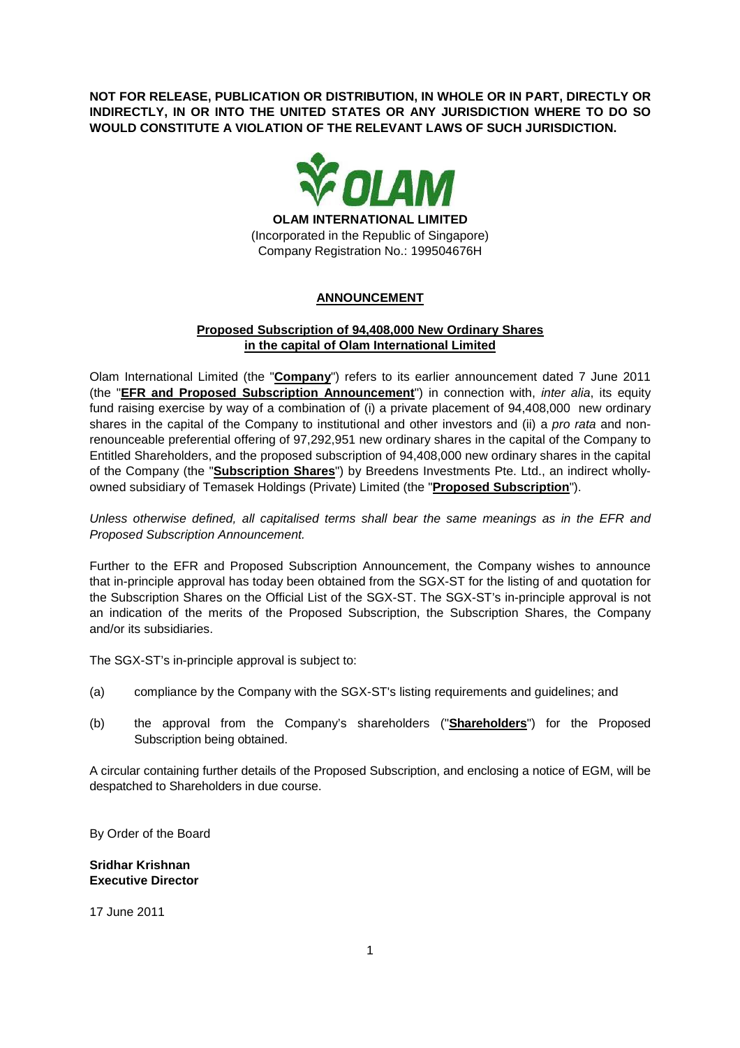**NOT FOR RELEASE, PUBLICATION OR DISTRIBUTION, IN WHOLE OR IN PART, DIRECTLY OR INDIRECTLY, IN OR INTO THE UNITED STATES OR ANY JURISDICTION WHERE TO DO SO WOULD CONSTITUTE A VIOLATION OF THE RELEVANT LAWS OF SUCH JURISDICTION.**

**OLAM INTERNATIONAL LIMITED**
(Incorporated in the Republic of Singapore)
Company Registration No.: 199504676H

## ANNOUNCEMENT

### Proposed Subscription of 94,408,000 New Ordinary Shares in the capital of Olam International Limited

Olam International Limited (the "**Company**") refers to its earlier announcement dated 7 June 2011 (the "**EFR and Proposed Subscription Announcement**") in connection with, *inter alia*, its equity fund raising exercise by way of a combination of (i) a private placement of 94,408,000 new ordinary shares in the capital of the Company to institutional and other investors and (ii) a *pro rata* and non-renounceable preferential offering of 97,292,951 new ordinary shares in the capital of the Company to Entitled Shareholders, and the proposed subscription of 94,408,000 new ordinary shares in the capital of the Company (the "**Subscription Shares**") by Breedens Investments Pte. Ltd., an indirect wholly-owned subsidiary of Temasek Holdings (Private) Limited (the "**Proposed Subscription**").

*Unless otherwise defined, all capitalised terms shall bear the same meanings as in the EFR and Proposed Subscription Announcement.*

Further to the EFR and Proposed Subscription Announcement, the Company wishes to announce that in-principle approval has today been obtained from the SGX-ST for the listing of and quotation for the Subscription Shares on the Official List of the SGX-ST. The SGX-ST's in-principle approval is not an indication of the merits of the Proposed Subscription, the Subscription Shares, the Company and/or its subsidiaries.

The SGX-ST's in-principle approval is subject to:

(a) compliance by the Company with the SGX-ST's listing requirements and guidelines; and

(b) the approval from the Company's shareholders ("**Shareholders**") for the Proposed Subscription being obtained.

A circular containing further details of the Proposed Subscription, and enclosing a notice of EGM, will be despatched to Shareholders in due course.

By Order of the Board

**Sridhar Krishnan**
**Executive Director**

17 June 2011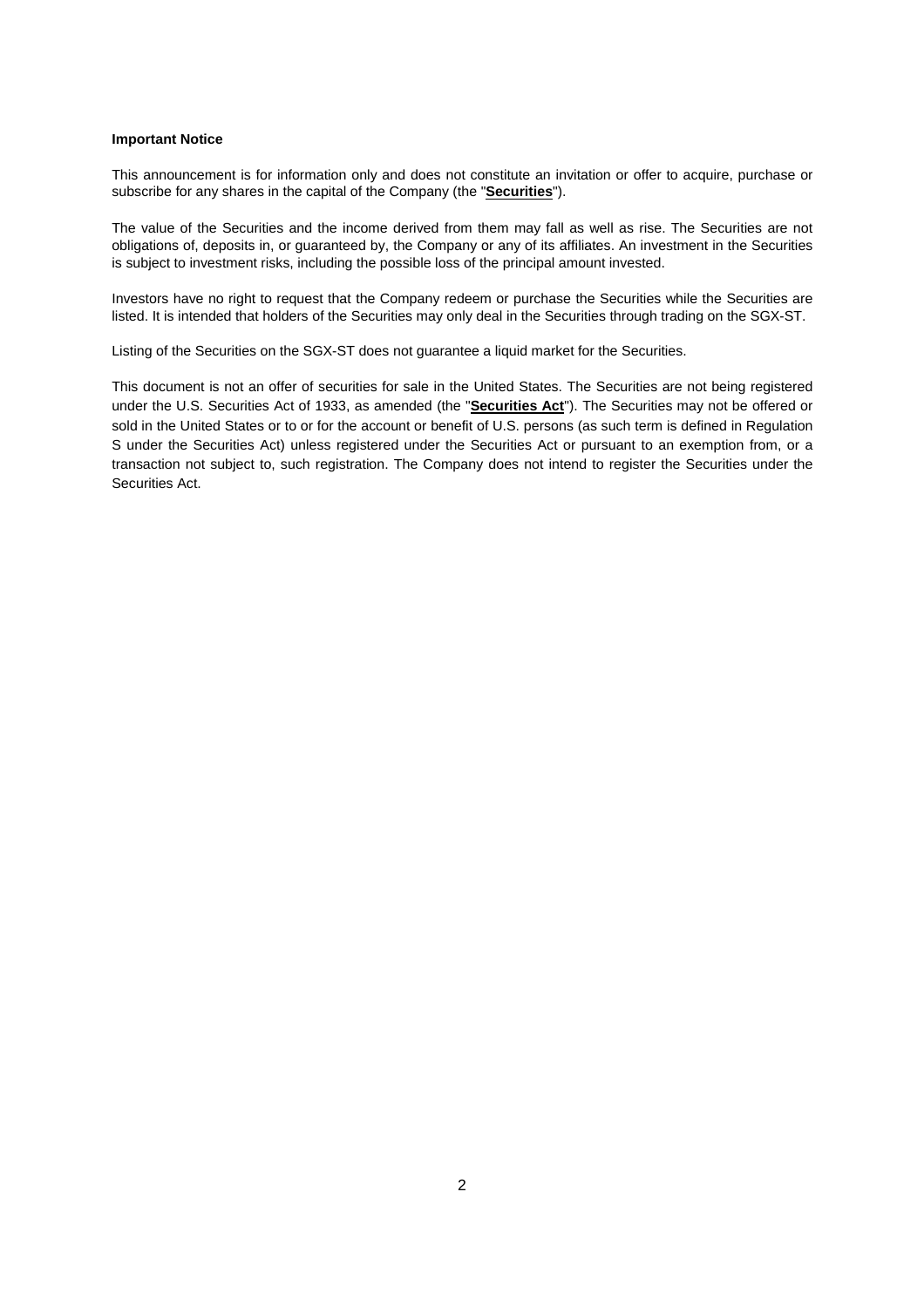**Important Notice**

This announcement is for information only and does not constitute an invitation or offer to acquire, purchase or subscribe for any shares in the capital of the Company (the "**Securities**").

The value of the Securities and the income derived from them may fall as well as rise. The Securities are not obligations of, deposits in, or guaranteed by, the Company or any of its affiliates. An investment in the Securities is subject to investment risks, including the possible loss of the principal amount invested.

Investors have no right to request that the Company redeem or purchase the Securities while the Securities are listed. It is intended that holders of the Securities may only deal in the Securities through trading on the SGX-ST.

Listing of the Securities on the SGX-ST does not guarantee a liquid market for the Securities.

This document is not an offer of securities for sale in the United States. The Securities are not being registered under the U.S. Securities Act of 1933, as amended (the "**Securities Act**"). The Securities may not be offered or sold in the United States or to or for the account or benefit of U.S. persons (as such term is defined in Regulation S under the Securities Act) unless registered under the Securities Act or pursuant to an exemption from, or a transaction not subject to, such registration. The Company does not intend to register the Securities under the Securities Act.